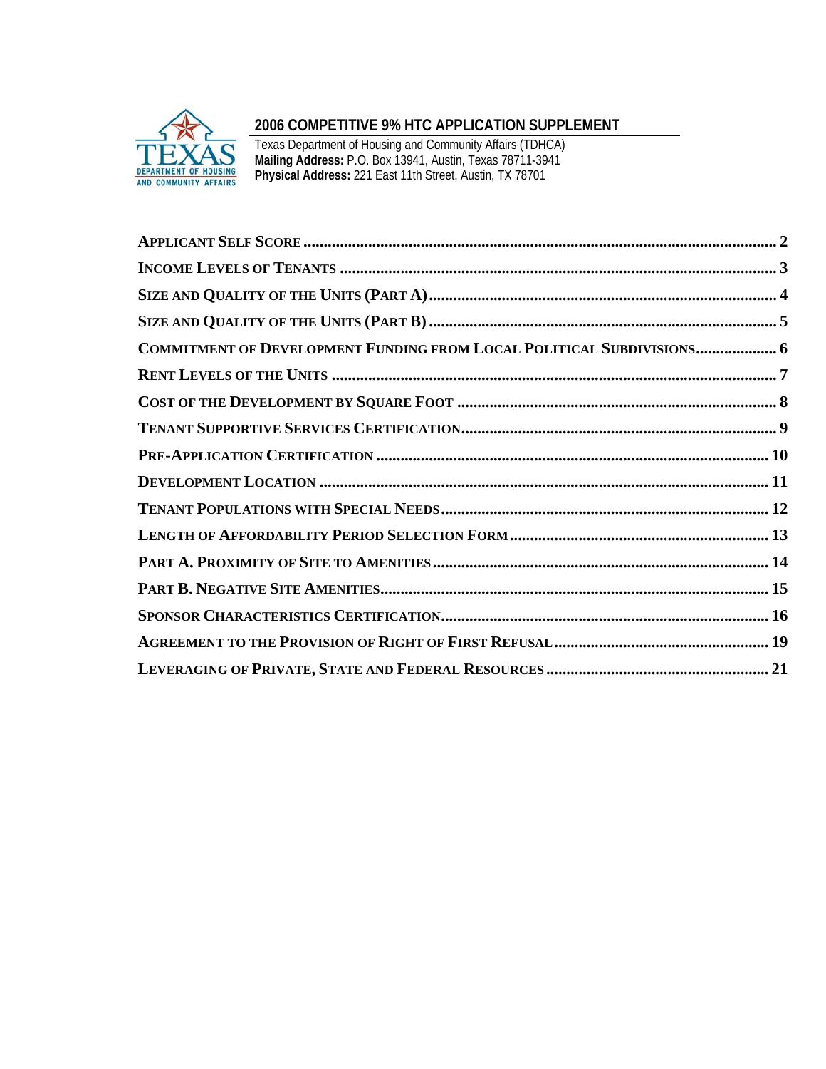# 2006 COMPETITIVE 9% HTC APPLICATION SUPPLEMENT

Texas Department of Housing and Community Affairs (TDHCA)
**Mailing Address:** P.O. Box 13941, Austin, Texas 78711-3941
**Physical Address:** 221 East 11th Street, Austin, TX 78701

- **APPLICANT SELF SCORE** ..... 2
- **INCOME LEVELS OF TENANTS** ..... 3
- **SIZE AND QUALITY OF THE UNITS (PART A)** ..... 4
- **SIZE AND QUALITY OF THE UNITS (PART B)** ..... 5
- **COMMITMENT OF DEVELOPMENT FUNDING FROM LOCAL POLITICAL SUBDIVISIONS** ..... 6
- **RENT LEVELS OF THE UNITS** ..... 7
- **COST OF THE DEVELOPMENT BY SQUARE FOOT** ..... 8
- **TENANT SUPPORTIVE SERVICES CERTIFICATION** ..... 9
- **PRE-APPLICATION CERTIFICATION** ..... 10
- **DEVELOPMENT LOCATION** ..... 11
- **TENANT POPULATIONS WITH SPECIAL NEEDS** ..... 12
- **LENGTH OF AFFORDABILITY PERIOD SELECTION FORM** ..... 13
- **PART A. PROXIMITY OF SITE TO AMENITIES** ..... 14
- **PART B. NEGATIVE SITE AMENITIES** ..... 15
- **SPONSOR CHARACTERISTICS CERTIFICATION** ..... 16
- **AGREEMENT TO THE PROVISION OF RIGHT OF FIRST REFUSAL** ..... 19
- **LEVERAGING OF PRIVATE, STATE AND FEDERAL RESOURCES** ..... 21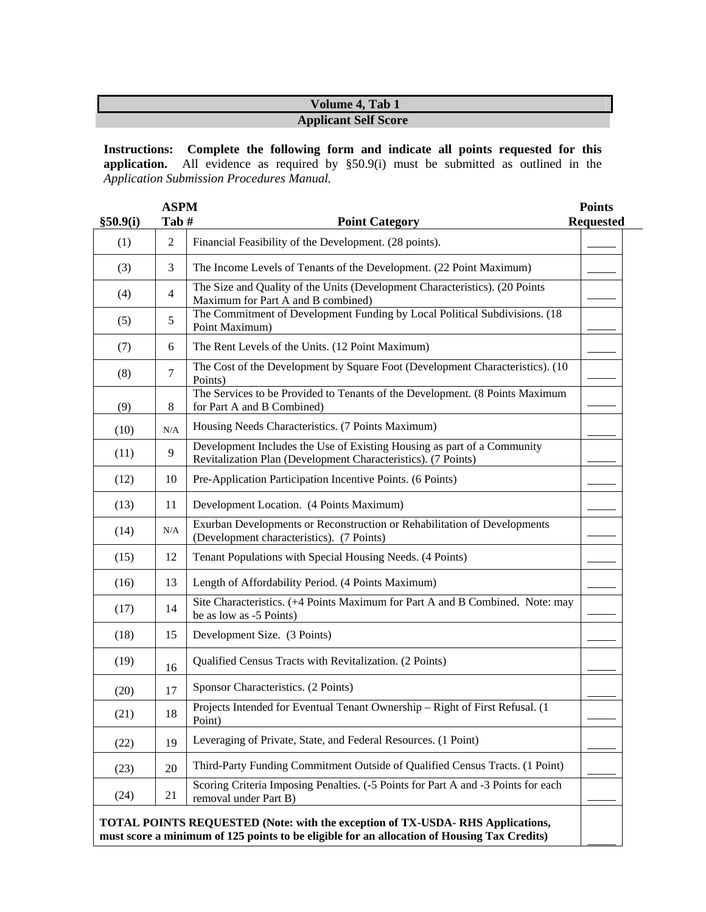**Volume 4, Tab 1**

**Applicant Self Score**

**Instructions: Complete the following form and indicate all points requested for this application.** All evidence as required by §50.9(i) must be submitted as outlined in the *Application Submission Procedures Manual.*

| §50.9(i) | ASPM Tab # | Point Category | Points Requested |
|---|---|---|---|
| (1) | 2 | Financial Feasibility of the Development. (28 points). | _____ |
| (3) | 3 | The Income Levels of Tenants of the Development. (22 Point Maximum) | _____ |
| (4) | 4 | The Size and Quality of the Units (Development Characteristics). (20 Points Maximum for Part A and B combined) | _____ |
| (5) | 5 | The Commitment of Development Funding by Local Political Subdivisions. (18 Point Maximum) | _____ |
| (7) | 6 | The Rent Levels of the Units. (12 Point Maximum) | _____ |
| (8) | 7 | The Cost of the Development by Square Foot (Development Characteristics). (10 Points) | _____ |
| (9) | 8 | The Services to be Provided to Tenants of the Development. (8 Points Maximum for Part A and B Combined) | _____ |
| (10) | N/A | Housing Needs Characteristics. (7 Points Maximum) | _____ |
| (11) | 9 | Development Includes the Use of Existing Housing as part of a Community Revitalization Plan (Development Characteristics). (7 Points) | _____ |
| (12) | 10 | Pre-Application Participation Incentive Points. (6 Points) | _____ |
| (13) | 11 | Development Location. (4 Points Maximum) | _____ |
| (14) | N/A | Exurban Developments or Reconstruction or Rehabilitation of Developments (Development characteristics). (7 Points) | _____ |
| (15) | 12 | Tenant Populations with Special Housing Needs. (4 Points) | _____ |
| (16) | 13 | Length of Affordability Period. (4 Points Maximum) | _____ |
| (17) | 14 | Site Characteristics. (+4 Points Maximum for Part A and B Combined. Note: may be as low as -5 Points) | _____ |
| (18) | 15 | Development Size. (3 Points) | _____ |
| (19) | 16 | Qualified Census Tracts with Revitalization. (2 Points) | _____ |
| (20) | 17 | Sponsor Characteristics. (2 Points) | _____ |
| (21) | 18 | Projects Intended for Eventual Tenant Ownership – Right of First Refusal. (1 Point) | _____ |
| (22) | 19 | Leveraging of Private, State, and Federal Resources. (1 Point) | _____ |
| (23) | 20 | Third-Party Funding Commitment Outside of Qualified Census Tracts. (1 Point) | _____ |
| (24) | 21 | Scoring Criteria Imposing Penalties. (-5 Points for Part A and -3 Points for each removal under Part B) | _____ |
| **TOTAL POINTS REQUESTED (Note: with the exception of TX-USDA- RHS Applications, must score a minimum of 125 points to be eligible for an allocation of Housing Tax Credits)** | | | _____ |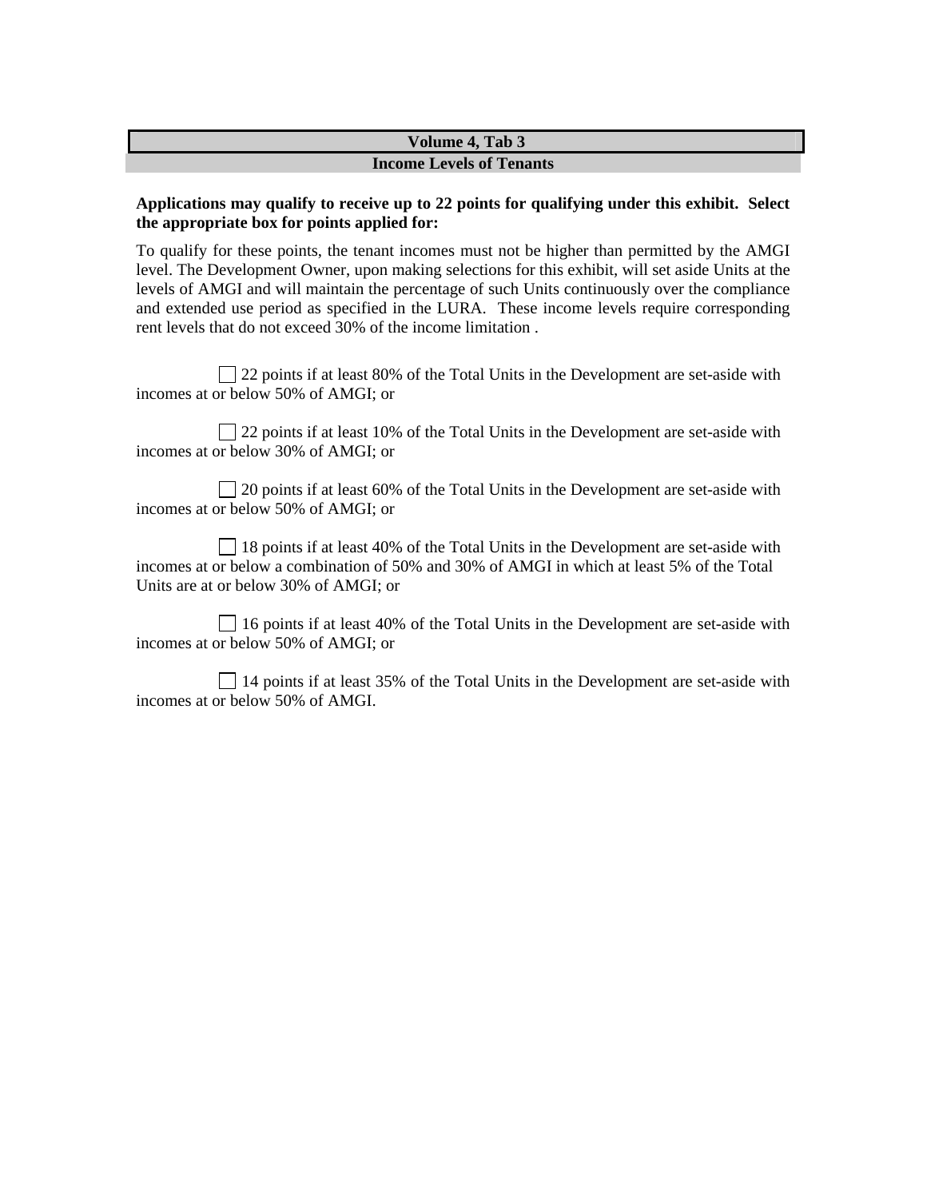## Volume 4, Tab 3

## Income Levels of Tenants

**Applications may qualify to receive up to 22 points for qualifying under this exhibit. Select the appropriate box for points applied for:**

To qualify for these points, the tenant incomes must not be higher than permitted by the AMGI level. The Development Owner, upon making selections for this exhibit, will set aside Units at the levels of AMGI and will maintain the percentage of such Units continuously over the compliance and extended use period as specified in the LURA. These income levels require corresponding rent levels that do not exceed 30% of the income limitation .

☐ 22 points if at least 80% of the Total Units in the Development are set-aside with incomes at or below 50% of AMGI; or

☐ 22 points if at least 10% of the Total Units in the Development are set-aside with incomes at or below 30% of AMGI; or

☐ 20 points if at least 60% of the Total Units in the Development are set-aside with incomes at or below 50% of AMGI; or

☐ 18 points if at least 40% of the Total Units in the Development are set-aside with incomes at or below a combination of 50% and 30% of AMGI in which at least 5% of the Total Units are at or below 30% of AMGI; or

☐ 16 points if at least 40% of the Total Units in the Development are set-aside with incomes at or below 50% of AMGI; or

☐ 14 points if at least 35% of the Total Units in the Development are set-aside with incomes at or below 50% of AMGI.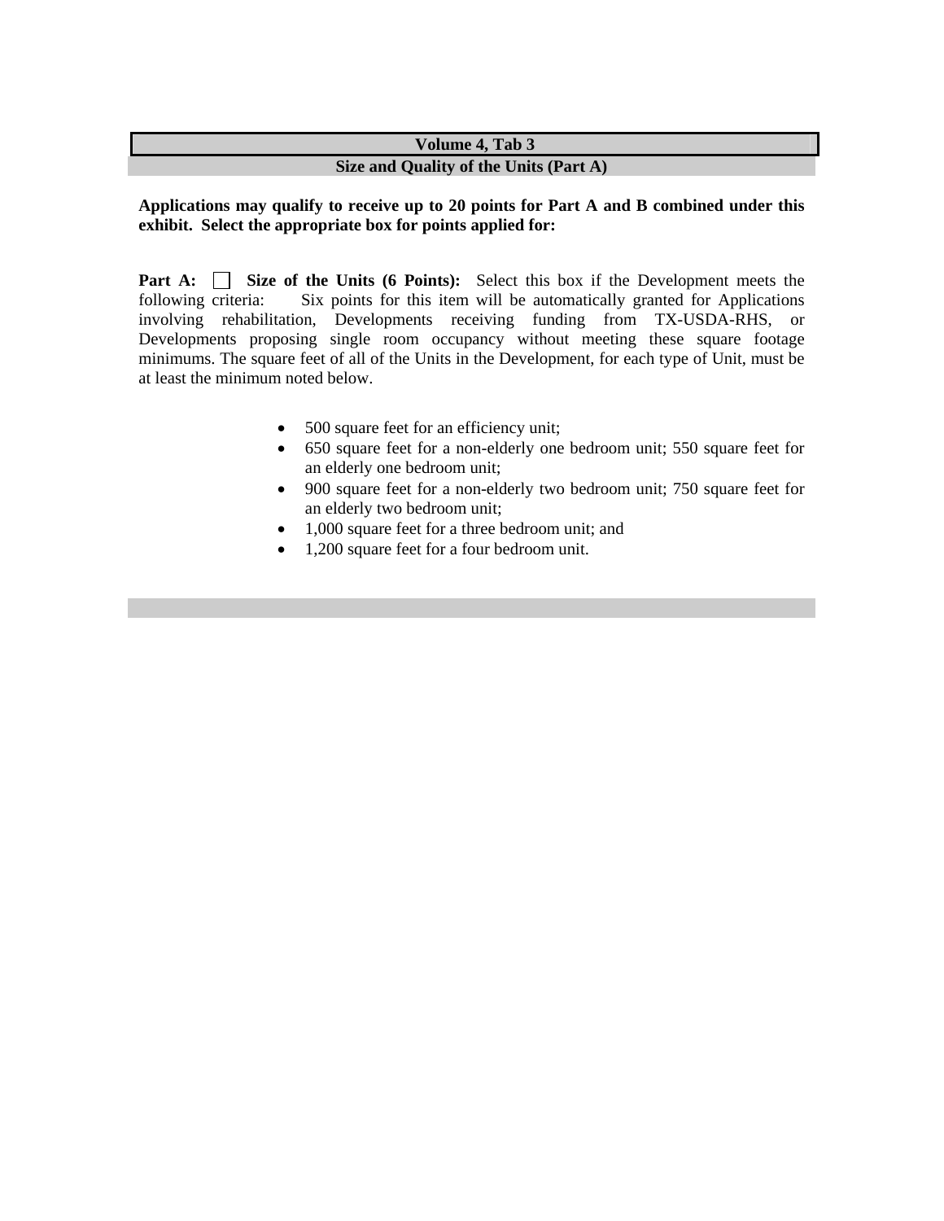## Volume 4, Tab 3

### Size and Quality of the Units (Part A)

**Applications may qualify to receive up to 20 points for Part A and B combined under this exhibit. Select the appropriate box for points applied for:**

**Part A:** ☐ **Size of the Units (6 Points):** Select this box if the Development meets the following criteria: Six points for this item will be automatically granted for Applications involving rehabilitation, Developments receiving funding from TX-USDA-RHS, or Developments proposing single room occupancy without meeting these square footage minimums. The square feet of all of the Units in the Development, for each type of Unit, must be at least the minimum noted below.

- 500 square feet for an efficiency unit;
- 650 square feet for a non-elderly one bedroom unit; 550 square feet for an elderly one bedroom unit;
- 900 square feet for a non-elderly two bedroom unit; 750 square feet for an elderly two bedroom unit;
- 1,000 square feet for a three bedroom unit; and
- 1,200 square feet for a four bedroom unit.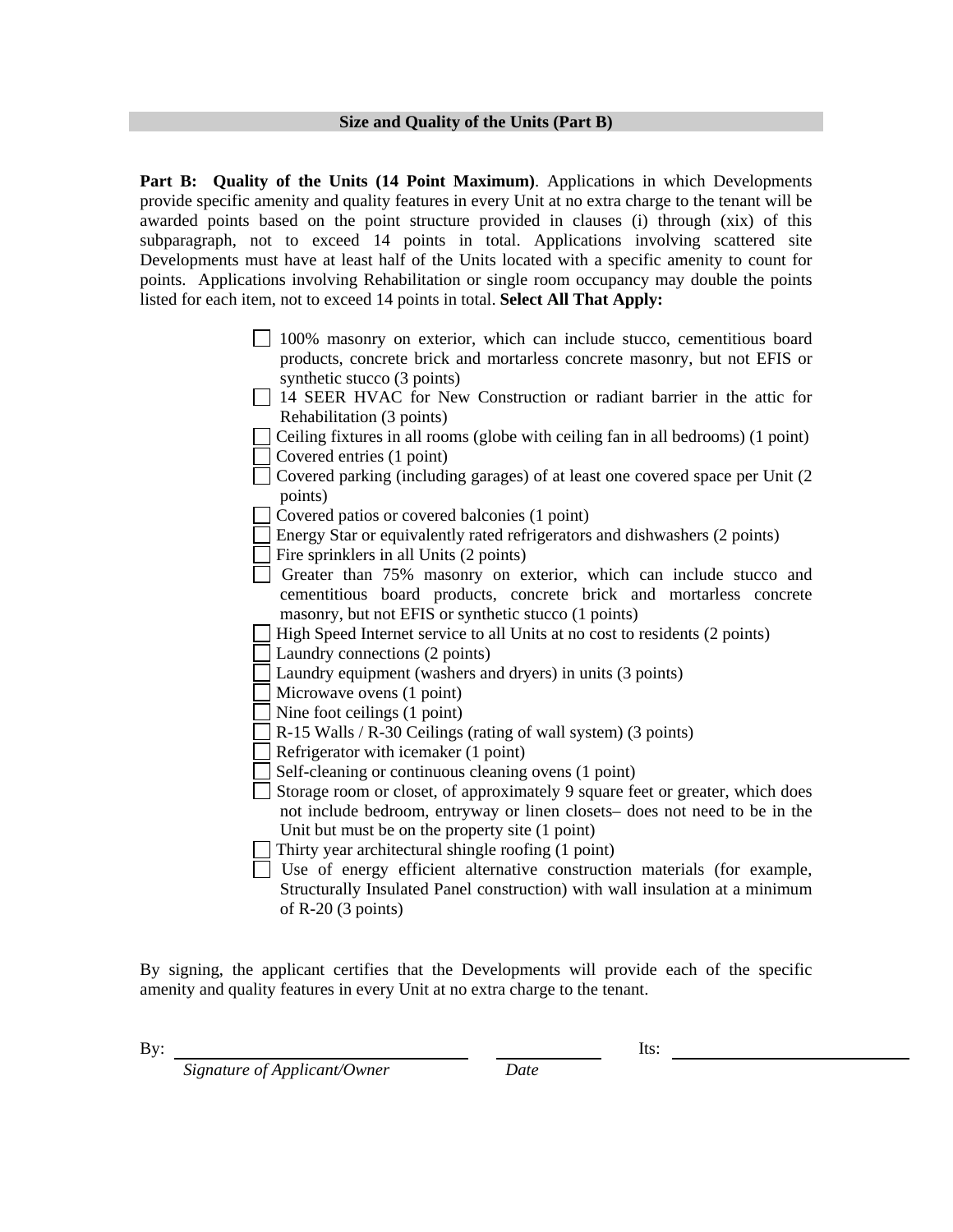## Size and Quality of the Units (Part B)

**Part B: Quality of the Units (14 Point Maximum)**. Applications in which Developments provide specific amenity and quality features in every Unit at no extra charge to the tenant will be awarded points based on the point structure provided in clauses (i) through (xix) of this subparagraph, not to exceed 14 points in total. Applications involving scattered site Developments must have at least half of the Units located with a specific amenity to count for points. Applications involving Rehabilitation or single room occupancy may double the points listed for each item, not to exceed 14 points in total. **Select All That Apply:**

- ☐ 100% masonry on exterior, which can include stucco, cementitious board products, concrete brick and mortarless concrete masonry, but not EFIS or synthetic stucco (3 points)
- ☐ 14 SEER HVAC for New Construction or radiant barrier in the attic for Rehabilitation (3 points)
- ☐ Ceiling fixtures in all rooms (globe with ceiling fan in all bedrooms) (1 point)
- ☐ Covered entries (1 point)
- ☐ Covered parking (including garages) of at least one covered space per Unit (2 points)
- ☐ Covered patios or covered balconies (1 point)
- ☐ Energy Star or equivalently rated refrigerators and dishwashers (2 points)
- ☐ Fire sprinklers in all Units (2 points)
- ☐ Greater than 75% masonry on exterior, which can include stucco and cementitious board products, concrete brick and mortarless concrete masonry, but not EFIS or synthetic stucco (1 points)
- ☐ High Speed Internet service to all Units at no cost to residents (2 points)
- ☐ Laundry connections (2 points)
- ☐ Laundry equipment (washers and dryers) in units (3 points)
- ☐ Microwave ovens (1 point)
- ☐ Nine foot ceilings (1 point)
- ☐ R-15 Walls / R-30 Ceilings (rating of wall system) (3 points)
- ☐ Refrigerator with icemaker (1 point)
- ☐ Self-cleaning or continuous cleaning ovens (1 point)
- ☐ Storage room or closet, of approximately 9 square feet or greater, which does not include bedroom, entryway or linen closets– does not need to be in the Unit but must be on the property site (1 point)
- ☐ Thirty year architectural shingle roofing (1 point)
- ☐ Use of energy efficient alternative construction materials (for example, Structurally Insulated Panel construction) with wall insulation at a minimum of R-20 (3 points)

By signing, the applicant certifies that the Developments will provide each of the specific amenity and quality features in every Unit at no extra charge to the tenant.

By: ______________________________ ____________ Its: ______________________________

*Signature of Applicant/Owner* *Date*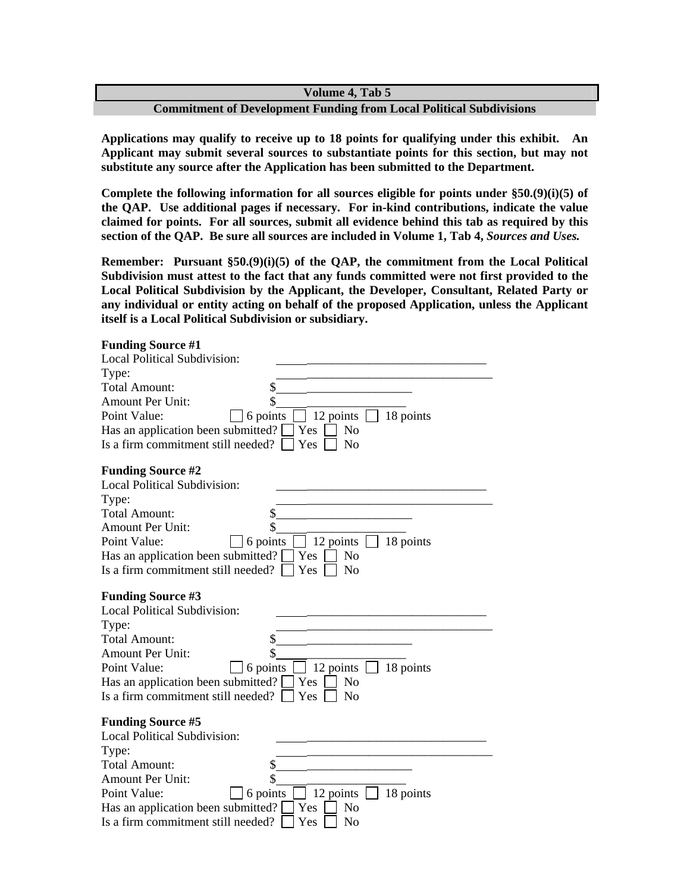**Volume 4, Tab 5**

**Commitment of Development Funding from Local Political Subdivisions**

**Applications may qualify to receive up to 18 points for qualifying under this exhibit. An Applicant may submit several sources to substantiate points for this section, but may not substitute any source after the Application has been submitted to the Department.**

**Complete the following information for all sources eligible for points under §50.(9)(i)(5) of the QAP. Use additional pages if necessary. For in-kind contributions, indicate the value claimed for points. For all sources, submit all evidence behind this tab as required by this section of the QAP. Be sure all sources are included in Volume 1, Tab 4, *Sources and Uses.***

**Remember: Pursuant §50.(9)(i)(5) of the QAP, the commitment from the Local Political Subdivision must attest to the fact that any funds committed were not first provided to the Local Political Subdivision by the Applicant, the Developer, Consultant, Related Party or any individual or entity acting on behalf of the proposed Application, unless the Applicant itself is a Local Political Subdivision or subsidiary.**

**Funding Source #1**

Local Political Subdivision: ______________________________

Type: ______________________________

Total Amount: $______________________

Amount Per Unit: $______________________

Point Value: ☐ 6 points ☐ 12 points ☐ 18 points

Has an application been submitted? ☐ Yes ☐ No

Is a firm commitment still needed? ☐ Yes ☐ No

**Funding Source #2**

Local Political Subdivision: ______________________________

Type: ______________________________

Total Amount: $______________________

Amount Per Unit: $______________________

Point Value: ☐ 6 points ☐ 12 points ☐ 18 points

Has an application been submitted? ☐ Yes ☐ No

Is a firm commitment still needed? ☐ Yes ☐ No

**Funding Source #3**

Local Political Subdivision: ______________________________

Type: ______________________________

Total Amount: $______________________

Amount Per Unit: $______________________

Point Value: ☐ 6 points ☐ 12 points ☐ 18 points

Has an application been submitted? ☐ Yes ☐ No

Is a firm commitment still needed? ☐ Yes ☐ No

**Funding Source #5**

Local Political Subdivision: ______________________________

Type: ______________________________

Total Amount: $______________________

Amount Per Unit: $______________________

Point Value: ☐ 6 points ☐ 12 points ☐ 18 points

Has an application been submitted? ☐ Yes ☐ No

Is a firm commitment still needed? ☐ Yes ☐ No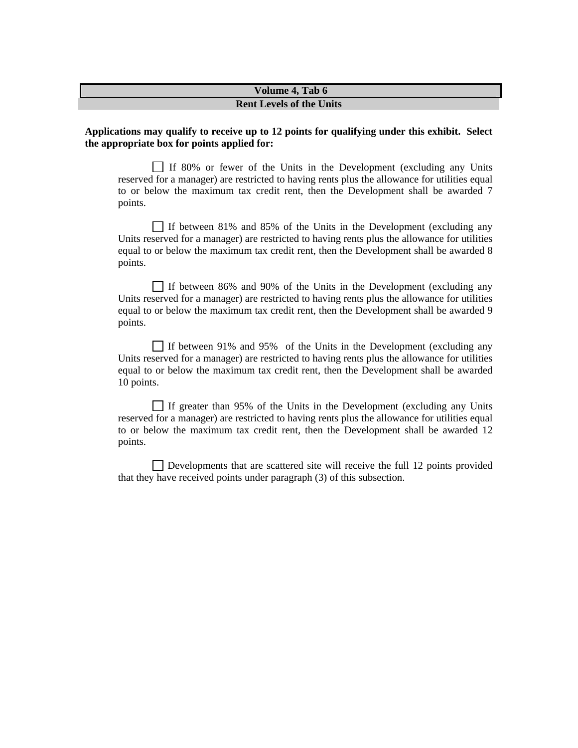## Volume 4, Tab 6

### Rent Levels of the Units

**Applications may qualify to receive up to 12 points for qualifying under this exhibit. Select the appropriate box for points applied for:**

☐ If 80% or fewer of the Units in the Development (excluding any Units reserved for a manager) are restricted to having rents plus the allowance for utilities equal to or below the maximum tax credit rent, then the Development shall be awarded 7 points.

☐ If between 81% and 85% of the Units in the Development (excluding any Units reserved for a manager) are restricted to having rents plus the allowance for utilities equal to or below the maximum tax credit rent, then the Development shall be awarded 8 points.

☐ If between 86% and 90% of the Units in the Development (excluding any Units reserved for a manager) are restricted to having rents plus the allowance for utilities equal to or below the maximum tax credit rent, then the Development shall be awarded 9 points.

☐ If between 91% and 95% of the Units in the Development (excluding any Units reserved for a manager) are restricted to having rents plus the allowance for utilities equal to or below the maximum tax credit rent, then the Development shall be awarded 10 points.

☐ If greater than 95% of the Units in the Development (excluding any Units reserved for a manager) are restricted to having rents plus the allowance for utilities equal to or below the maximum tax credit rent, then the Development shall be awarded 12 points.

☐ Developments that are scattered site will receive the full 12 points provided that they have received points under paragraph (3) of this subsection.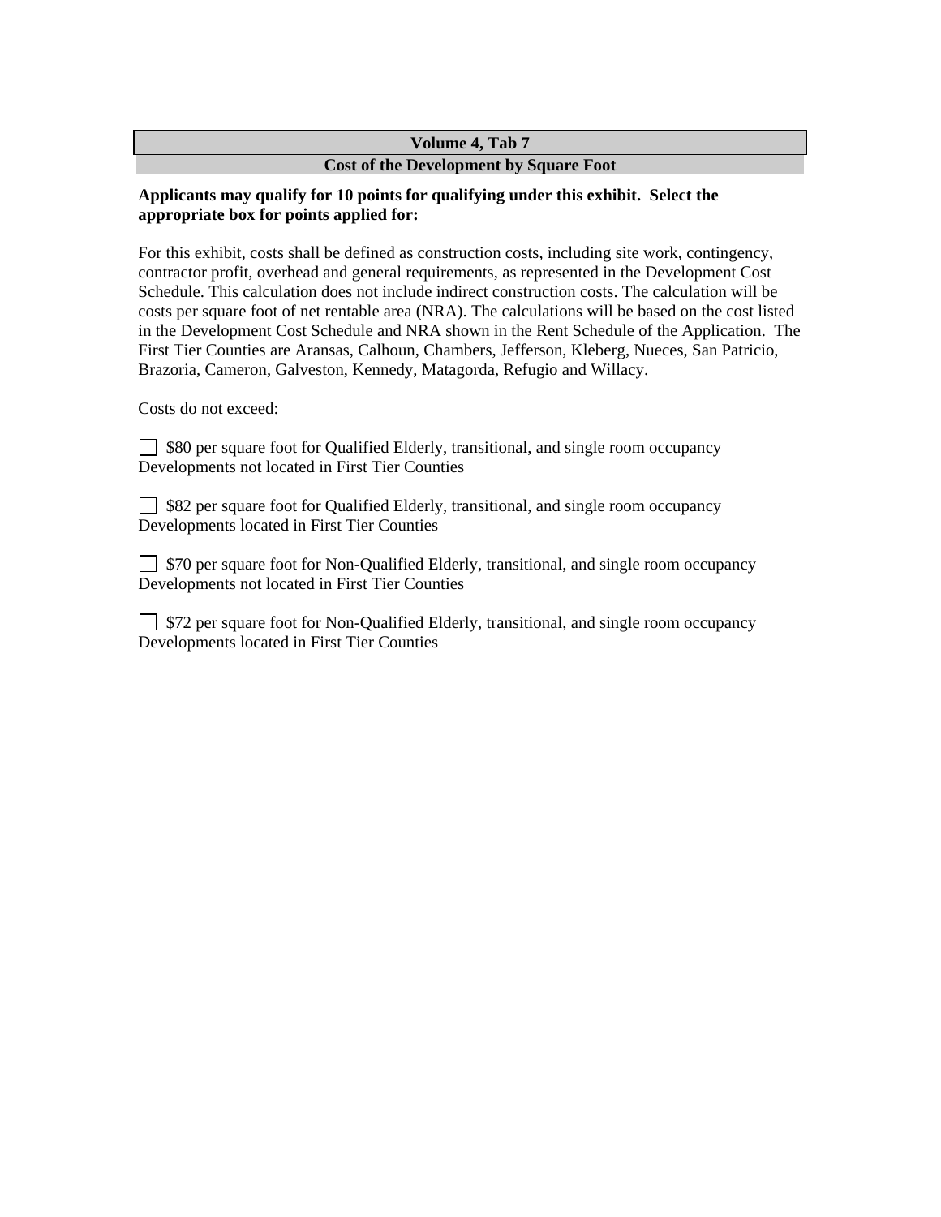## Volume 4, Tab 7

### Cost of the Development by Square Foot

**Applicants may qualify for 10 points for qualifying under this exhibit. Select the appropriate box for points applied for:**

For this exhibit, costs shall be defined as construction costs, including site work, contingency, contractor profit, overhead and general requirements, as represented in the Development Cost Schedule. This calculation does not include indirect construction costs. The calculation will be costs per square foot of net rentable area (NRA). The calculations will be based on the cost listed in the Development Cost Schedule and NRA shown in the Rent Schedule of the Application. The First Tier Counties are Aransas, Calhoun, Chambers, Jefferson, Kleberg, Nueces, San Patricio, Brazoria, Cameron, Galveston, Kennedy, Matagorda, Refugio and Willacy.

Costs do not exceed:

☐ $80 per square foot for Qualified Elderly, transitional, and single room occupancy Developments not located in First Tier Counties

☐ $82 per square foot for Qualified Elderly, transitional, and single room occupancy Developments located in First Tier Counties

☐ $70 per square foot for Non-Qualified Elderly, transitional, and single room occupancy Developments not located in First Tier Counties

☐ $72 per square foot for Non-Qualified Elderly, transitional, and single room occupancy Developments located in First Tier Counties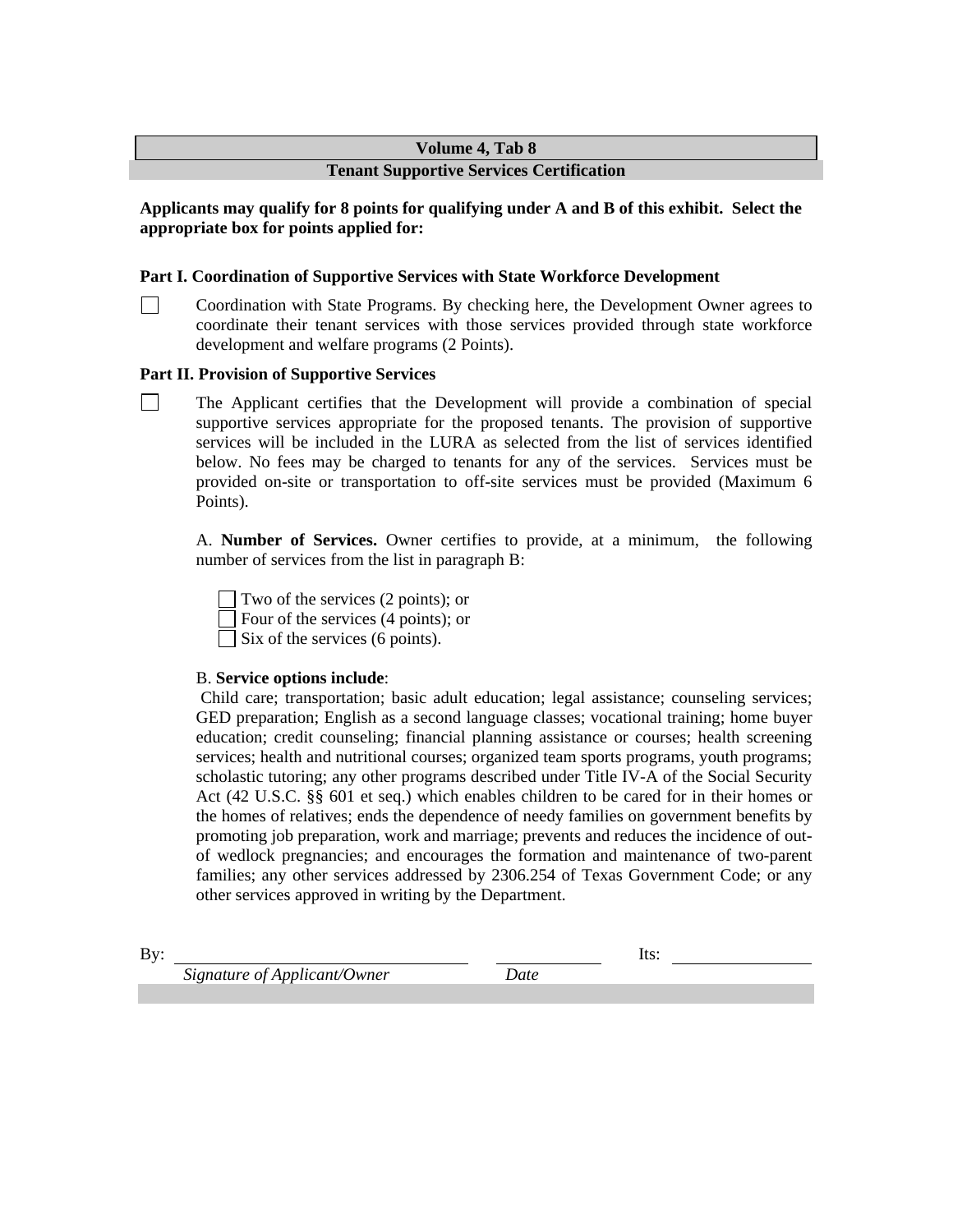## Volume 4, Tab 8

## Tenant Supportive Services Certification

**Applicants may qualify for 8 points for qualifying under A and B of this exhibit. Select the appropriate box for points applied for:**

**Part I. Coordination of Supportive Services with State Workforce Development**

☐ Coordination with State Programs. By checking here, the Development Owner agrees to coordinate their tenant services with those services provided through state workforce development and welfare programs (2 Points).

**Part II. Provision of Supportive Services**

☐ The Applicant certifies that the Development will provide a combination of special supportive services appropriate for the proposed tenants. The provision of supportive services will be included in the LURA as selected from the list of services identified below. No fees may be charged to tenants for any of the services. Services must be provided on-site or transportation to off-site services must be provided (Maximum 6 Points).

A. **Number of Services.** Owner certifies to provide, at a minimum, the following number of services from the list in paragraph B:

☐ Two of the services (2 points); or
☐ Four of the services (4 points); or
☐ Six of the services (6 points).

B. **Service options include**:
Child care; transportation; basic adult education; legal assistance; counseling services; GED preparation; English as a second language classes; vocational training; home buyer education; credit counseling; financial planning assistance or courses; health screening services; health and nutritional courses; organized team sports programs, youth programs; scholastic tutoring; any other programs described under Title IV-A of the Social Security Act (42 U.S.C. §§ 601 et seq.) which enables children to be cared for in their homes or the homes of relatives; ends the dependence of needy families on government benefits by promoting job preparation, work and marriage; prevents and reduces the incidence of out-of wedlock pregnancies; and encourages the formation and maintenance of two-parent families; any other services addressed by 2306.254 of Texas Government Code; or any other services approved in writing by the Department.

By: ______________________________ ____________ Its: ______________
*Signature of Applicant/Owner* *Date*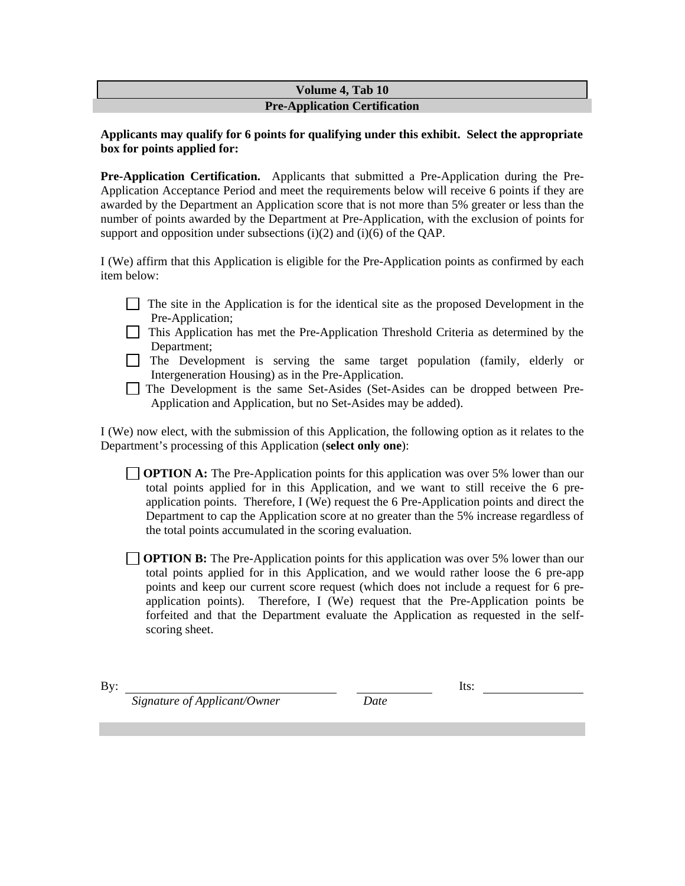## Volume 4, Tab 10
## Pre-Application Certification

**Applicants may qualify for 6 points for qualifying under this exhibit. Select the appropriate box for points applied for:**

**Pre-Application Certification.** Applicants that submitted a Pre-Application during the Pre-Application Acceptance Period and meet the requirements below will receive 6 points if they are awarded by the Department an Application score that is not more than 5% greater or less than the number of points awarded by the Department at Pre-Application, with the exclusion of points for support and opposition under subsections (i)(2) and (i)(6) of the QAP.

I (We) affirm that this Application is eligible for the Pre-Application points as confirmed by each item below:

- ☐ The site in the Application is for the identical site as the proposed Development in the Pre-Application;
- ☐ This Application has met the Pre-Application Threshold Criteria as determined by the Department;
- ☐ The Development is serving the same target population (family, elderly or Intergeneration Housing) as in the Pre-Application.
- ☐ The Development is the same Set-Asides (Set-Asides can be dropped between Pre-Application and Application, but no Set-Asides may be added).

I (We) now elect, with the submission of this Application, the following option as it relates to the Department's processing of this Application (**select only one**):

☐ **OPTION A:** The Pre-Application points for this application was over 5% lower than our total points applied for in this Application, and we want to still receive the 6 pre-application points. Therefore, I (We) request the 6 Pre-Application points and direct the Department to cap the Application score at no greater than the 5% increase regardless of the total points accumulated in the scoring evaluation.

☐ **OPTION B:** The Pre-Application points for this application was over 5% lower than our total points applied for in this Application, and we would rather loose the 6 pre-app points and keep our current score request (which does not include a request for 6 pre-application points). Therefore, I (We) request that the Pre-Application points be forfeited and that the Department evaluate the Application as requested in the self-scoring sheet.

By: ______________________________ ____________ Its: ______________

*Signature of Applicant/Owner* *Date*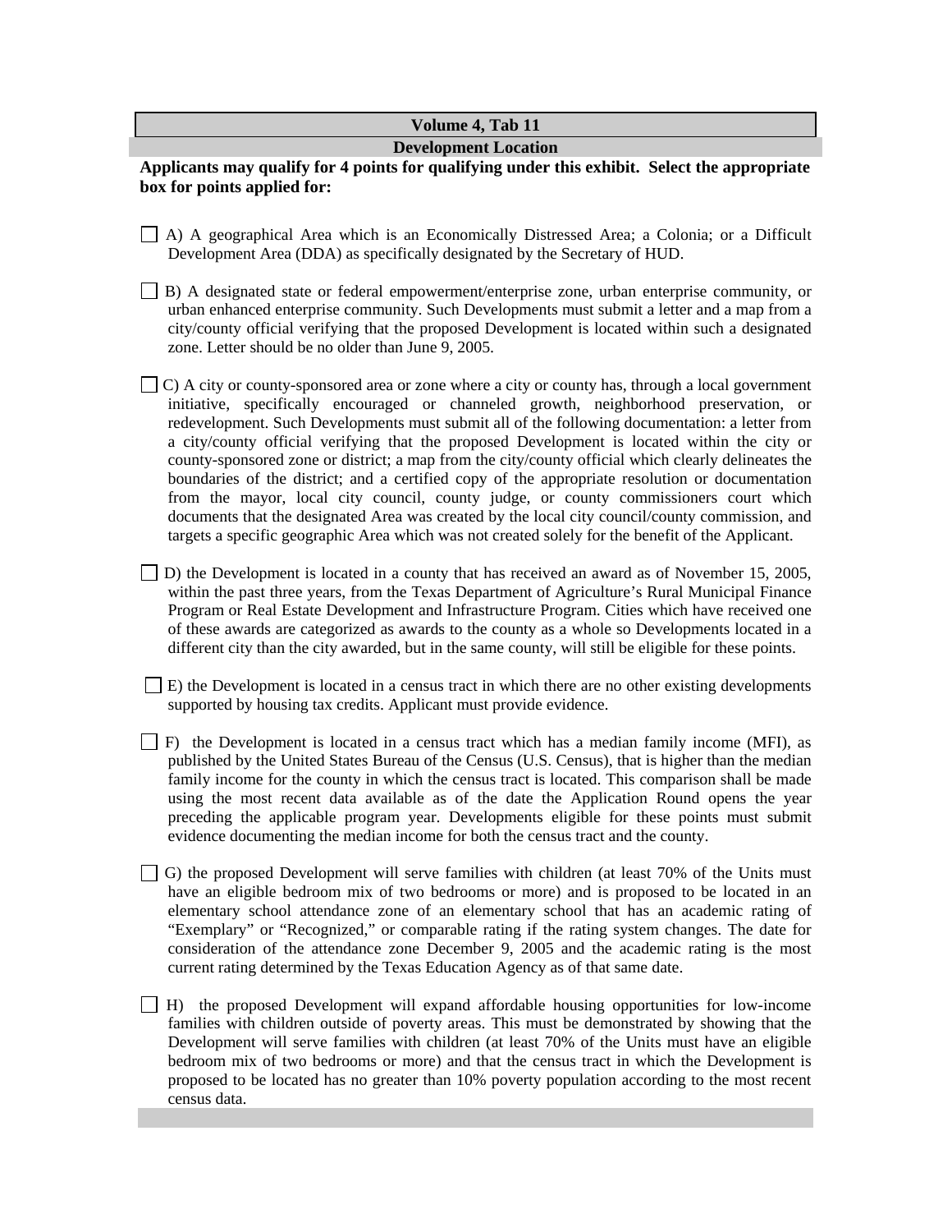## Volume 4, Tab 11

### Development Location

**Applicants may qualify for 4 points for qualifying under this exhibit. Select the appropriate box for points applied for:**

☐ A) A geographical Area which is an Economically Distressed Area; a Colonia; or a Difficult Development Area (DDA) as specifically designated by the Secretary of HUD.

☐ B) A designated state or federal empowerment/enterprise zone, urban enterprise community, or urban enhanced enterprise community. Such Developments must submit a letter and a map from a city/county official verifying that the proposed Development is located within such a designated zone. Letter should be no older than June 9, 2005.

☐ C) A city or county-sponsored area or zone where a city or county has, through a local government initiative, specifically encouraged or channeled growth, neighborhood preservation, or redevelopment. Such Developments must submit all of the following documentation: a letter from a city/county official verifying that the proposed Development is located within the city or county-sponsored zone or district; a map from the city/county official which clearly delineates the boundaries of the district; and a certified copy of the appropriate resolution or documentation from the mayor, local city council, county judge, or county commissioners court which documents that the designated Area was created by the local city council/county commission, and targets a specific geographic Area which was not created solely for the benefit of the Applicant.

☐ D) the Development is located in a county that has received an award as of November 15, 2005, within the past three years, from the Texas Department of Agriculture's Rural Municipal Finance Program or Real Estate Development and Infrastructure Program. Cities which have received one of these awards are categorized as awards to the county as a whole so Developments located in a different city than the city awarded, but in the same county, will still be eligible for these points.

☐ E) the Development is located in a census tract in which there are no other existing developments supported by housing tax credits. Applicant must provide evidence.

☐ F) the Development is located in a census tract which has a median family income (MFI), as published by the United States Bureau of the Census (U.S. Census), that is higher than the median family income for the county in which the census tract is located. This comparison shall be made using the most recent data available as of the date the Application Round opens the year preceding the applicable program year. Developments eligible for these points must submit evidence documenting the median income for both the census tract and the county.

☐ G) the proposed Development will serve families with children (at least 70% of the Units must have an eligible bedroom mix of two bedrooms or more) and is proposed to be located in an elementary school attendance zone of an elementary school that has an academic rating of "Exemplary" or "Recognized," or comparable rating if the rating system changes. The date for consideration of the attendance zone December 9, 2005 and the academic rating is the most current rating determined by the Texas Education Agency as of that same date.

☐ H) the proposed Development will expand affordable housing opportunities for low-income families with children outside of poverty areas. This must be demonstrated by showing that the Development will serve families with children (at least 70% of the Units must have an eligible bedroom mix of two bedrooms or more) and that the census tract in which the Development is proposed to be located has no greater than 10% poverty population according to the most recent census data.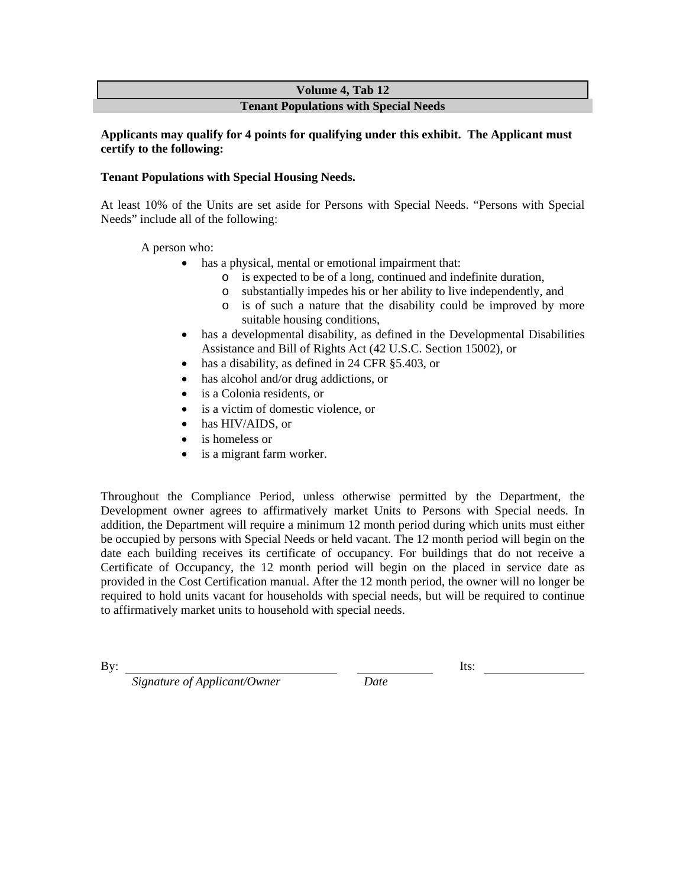## Volume 4, Tab 12
## Tenant Populations with Special Needs

**Applicants may qualify for 4 points for qualifying under this exhibit. The Applicant must certify to the following:**

**Tenant Populations with Special Housing Needs.**

At least 10% of the Units are set aside for Persons with Special Needs. "Persons with Special Needs" include all of the following:

A person who:

- has a physical, mental or emotional impairment that:
  - is expected to be of a long, continued and indefinite duration,
  - substantially impedes his or her ability to live independently, and
  - is of such a nature that the disability could be improved by more suitable housing conditions,
- has a developmental disability, as defined in the Developmental Disabilities Assistance and Bill of Rights Act (42 U.S.C. Section 15002), or
- has a disability, as defined in 24 CFR §5.403, or
- has alcohol and/or drug addictions, or
- is a Colonia residents, or
- is a victim of domestic violence, or
- has HIV/AIDS, or
- is homeless or
- is a migrant farm worker.

Throughout the Compliance Period, unless otherwise permitted by the Department, the Development owner agrees to affirmatively market Units to Persons with Special needs. In addition, the Department will require a minimum 12 month period during which units must either be occupied by persons with Special Needs or held vacant. The 12 month period will begin on the date each building receives its certificate of occupancy. For buildings that do not receive a Certificate of Occupancy, the 12 month period will begin on the placed in service date as provided in the Cost Certification manual. After the 12 month period, the owner will no longer be required to hold units vacant for households with special needs, but will be required to continue to affirmatively market units to household with special needs.

By: ______________________________ ____________ Its: ______________

*Signature of Applicant/Owner* *Date*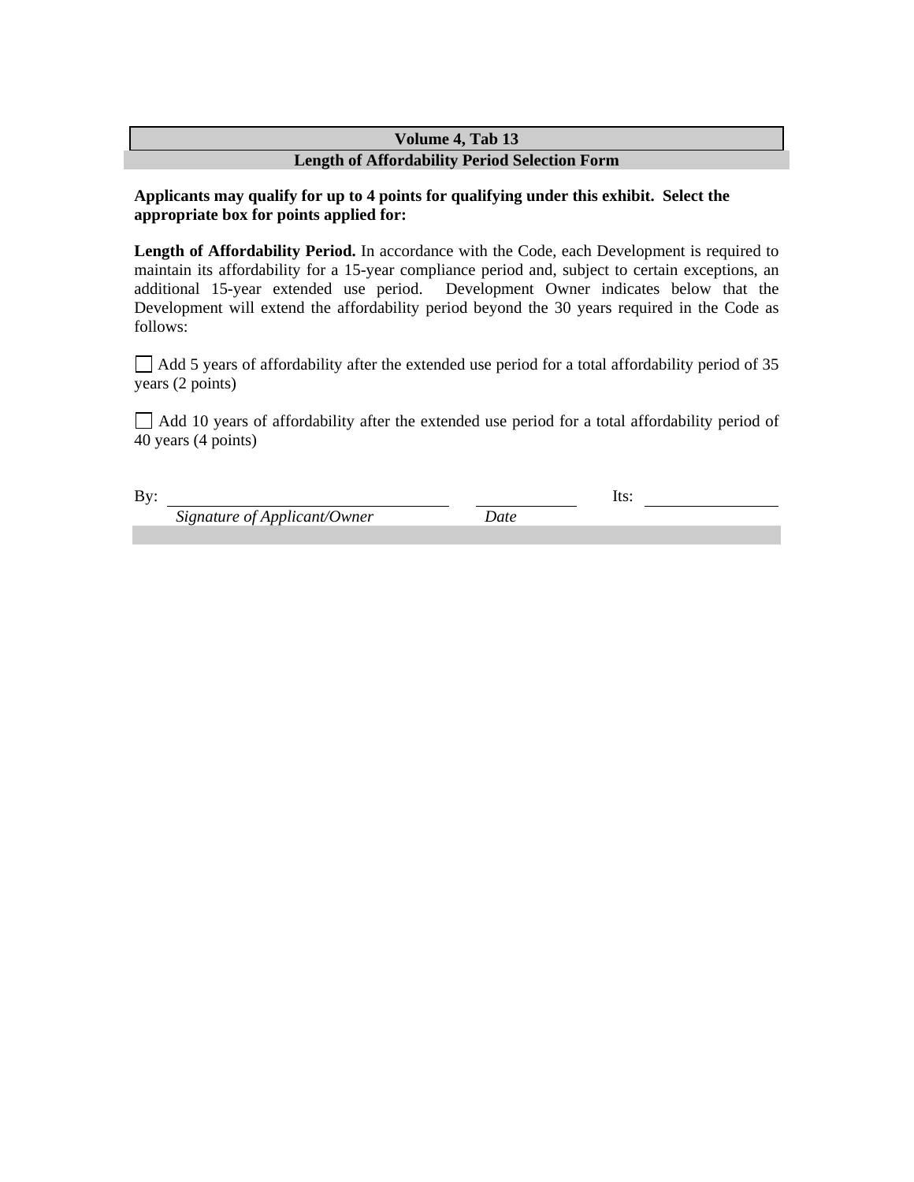## Volume 4, Tab 13

## Length of Affordability Period Selection Form

**Applicants may qualify for up to 4 points for qualifying under this exhibit. Select the appropriate box for points applied for:**

**Length of Affordability Period.** In accordance with the Code, each Development is required to maintain its affordability for a 15-year compliance period and, subject to certain exceptions, an additional 15-year extended use period. Development Owner indicates below that the Development will extend the affordability period beyond the 30 years required in the Code as follows:

☐ Add 5 years of affordability after the extended use period for a total affordability period of 35 years (2 points)

☐ Add 10 years of affordability after the extended use period for a total affordability period of 40 years (4 points)

By: ______________________________ ____________ Its: ______________

*Signature of Applicant/Owner* *Date*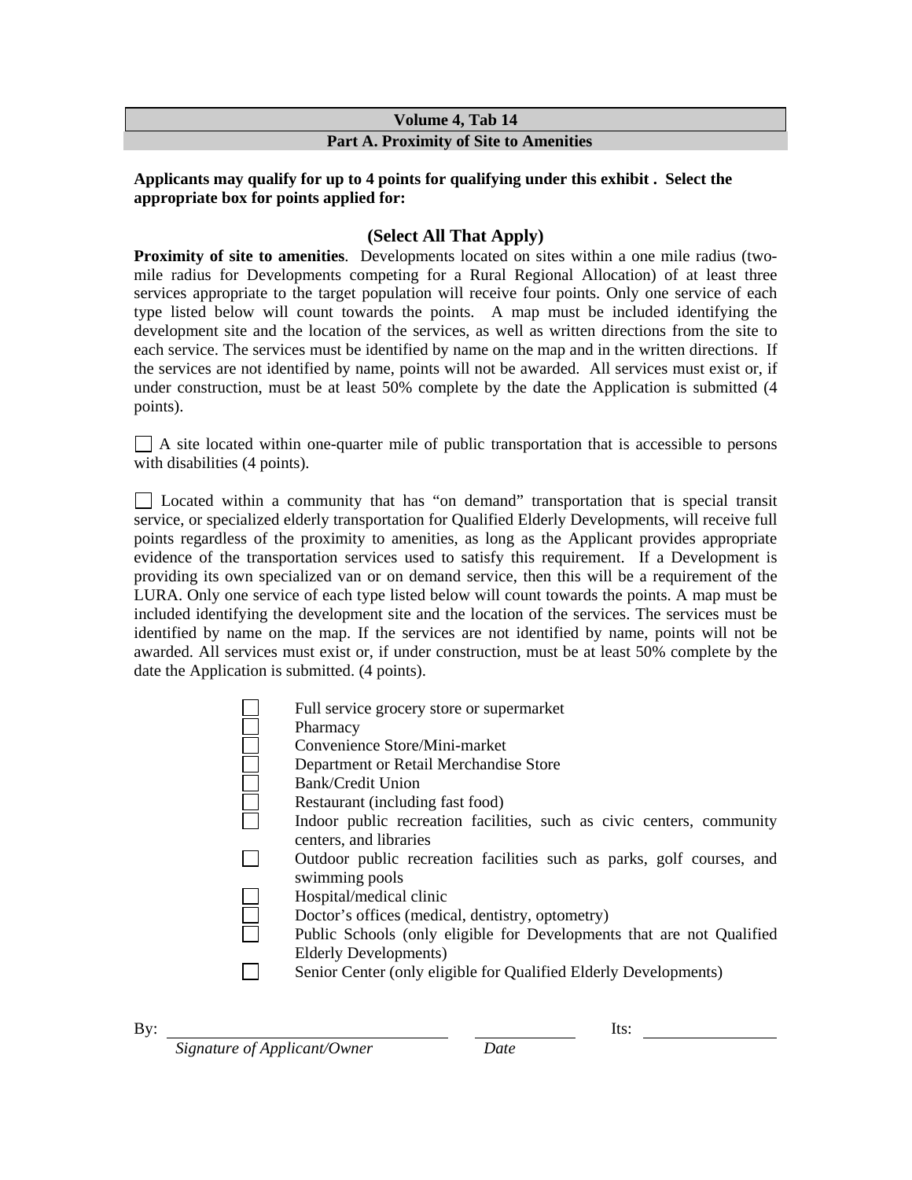## Volume 4, Tab 14

### Part A. Proximity of Site to Amenities

**Applicants may qualify for up to 4 points for qualifying under this exhibit . Select the appropriate box for points applied for:**

### (Select All That Apply)

**Proximity of site to amenities**. Developments located on sites within a one mile radius (two-mile radius for Developments competing for a Rural Regional Allocation) of at least three services appropriate to the target population will receive four points. Only one service of each type listed below will count towards the points. A map must be included identifying the development site and the location of the services, as well as written directions from the site to each service. The services must be identified by name on the map and in the written directions. If the services are not identified by name, points will not be awarded. All services must exist or, if under construction, must be at least 50% complete by the date the Application is submitted (4 points).

☐ A site located within one-quarter mile of public transportation that is accessible to persons with disabilities (4 points).

☐ Located within a community that has "on demand" transportation that is special transit service, or specialized elderly transportation for Qualified Elderly Developments, will receive full points regardless of the proximity to amenities, as long as the Applicant provides appropriate evidence of the transportation services used to satisfy this requirement. If a Development is providing its own specialized van or on demand service, then this will be a requirement of the LURA. Only one service of each type listed below will count towards the points. A map must be included identifying the development site and the location of the services. The services must be identified by name on the map. If the services are not identified by name, points will not be awarded. All services must exist or, if under construction, must be at least 50% complete by the date the Application is submitted. (4 points).

- ☐ Full service grocery store or supermarket
- ☐ Pharmacy
- ☐ Convenience Store/Mini-market
- ☐ Department or Retail Merchandise Store
- ☐ Bank/Credit Union
- ☐ Restaurant (including fast food)
- ☐ Indoor public recreation facilities, such as civic centers, community centers, and libraries
- ☐ Outdoor public recreation facilities such as parks, golf courses, and swimming pools
- ☐ Hospital/medical clinic
- ☐ Doctor's offices (medical, dentistry, optometry)
- ☐ Public Schools (only eligible for Developments that are not Qualified Elderly Developments)
- ☐ Senior Center (only eligible for Qualified Elderly Developments)

By: ______________________________ ____________ Its: ______________

*Signature of Applicant/Owner* *Date*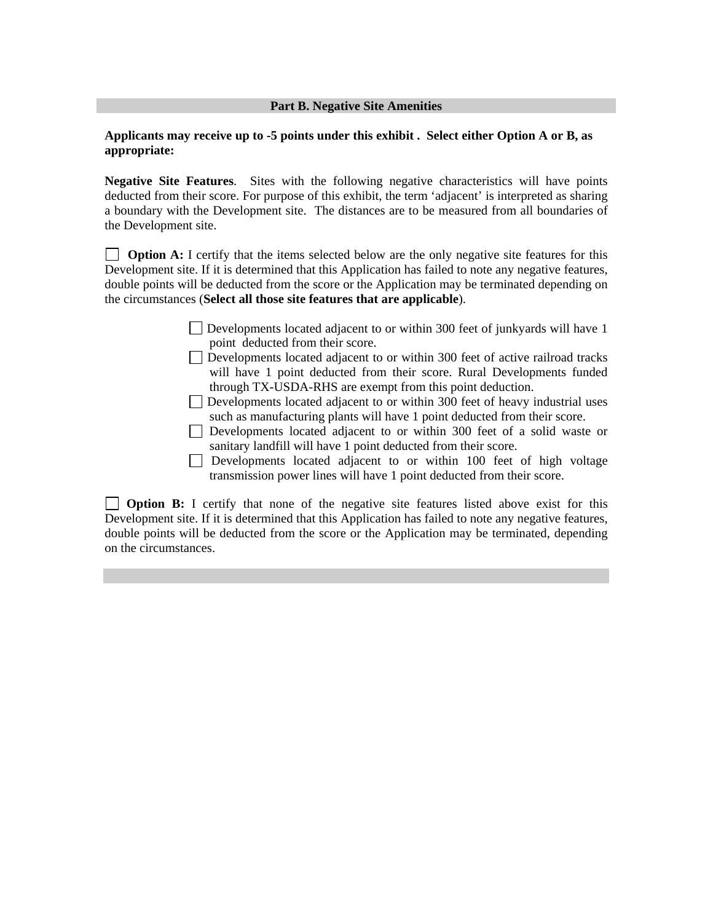## Part B. Negative Site Amenities

**Applicants may receive up to -5 points under this exhibit . Select either Option A or B, as appropriate:**

**Negative Site Features**. Sites with the following negative characteristics will have points deducted from their score. For purpose of this exhibit, the term 'adjacent' is interpreted as sharing a boundary with the Development site. The distances are to be measured from all boundaries of the Development site.

☐ **Option A:** I certify that the items selected below are the only negative site features for this Development site. If it is determined that this Application has failed to note any negative features, double points will be deducted from the score or the Application may be terminated depending on the circumstances (**Select all those site features that are applicable**).

- ☐ Developments located adjacent to or within 300 feet of junkyards will have 1 point deducted from their score.
- ☐ Developments located adjacent to or within 300 feet of active railroad tracks will have 1 point deducted from their score. Rural Developments funded through TX-USDA-RHS are exempt from this point deduction.
- ☐ Developments located adjacent to or within 300 feet of heavy industrial uses such as manufacturing plants will have 1 point deducted from their score.
- ☐ Developments located adjacent to or within 300 feet of a solid waste or sanitary landfill will have 1 point deducted from their score.
- ☐ Developments located adjacent to or within 100 feet of high voltage transmission power lines will have 1 point deducted from their score.

☐ **Option B:** I certify that none of the negative site features listed above exist for this Development site. If it is determined that this Application has failed to note any negative features, double points will be deducted from the score or the Application may be terminated, depending on the circumstances.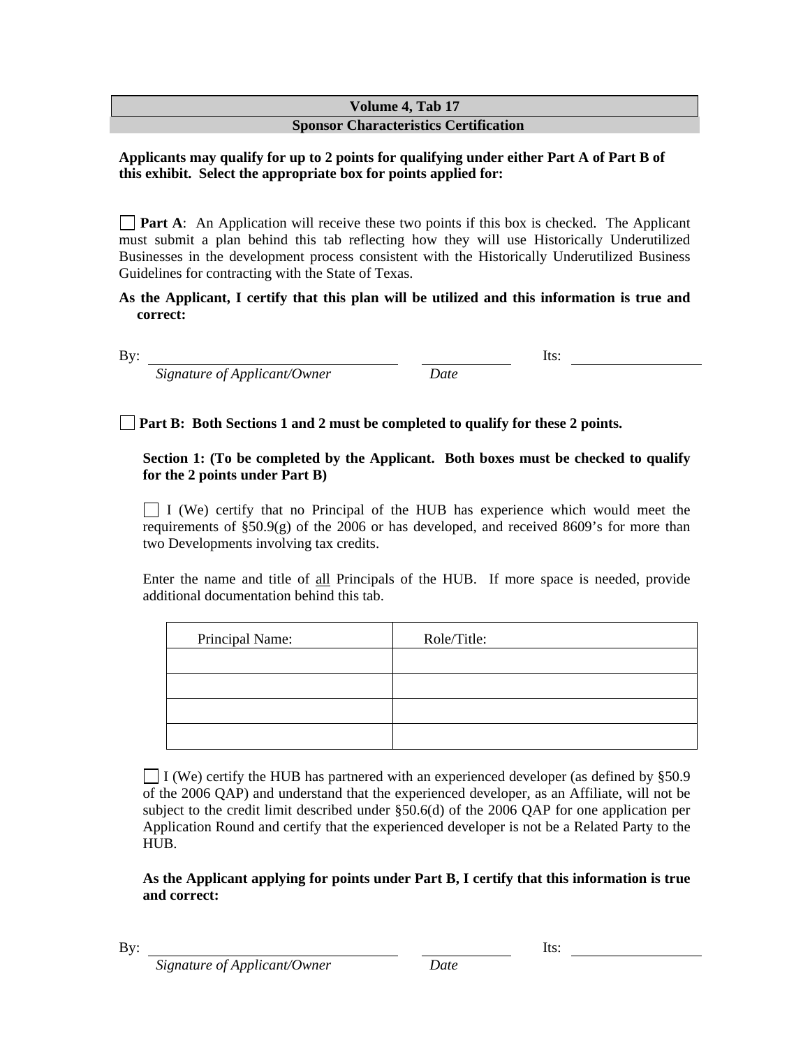**Volume 4, Tab 17**

**Sponsor Characteristics Certification**

**Applicants may qualify for up to 2 points for qualifying under either Part A of Part B of this exhibit. Select the appropriate box for points applied for:**

☐ **Part A**: An Application will receive these two points if this box is checked. The Applicant must submit a plan behind this tab reflecting how they will use Historically Underutilized Businesses in the development process consistent with the Historically Underutilized Business Guidelines for contracting with the State of Texas.

**As the Applicant, I certify that this plan will be utilized and this information is true and correct:**

By: ______________________________ ____________ Its: ________________

*Signature of Applicant/Owner* *Date*

☐ **Part B: Both Sections 1 and 2 must be completed to qualify for these 2 points.**

**Section 1: (To be completed by the Applicant. Both boxes must be checked to qualify for the 2 points under Part B)**

☐ I (We) certify that no Principal of the HUB has experience which would meet the requirements of §50.9(g) of the 2006 or has developed, and received 8609's for more than two Developments involving tax credits.

Enter the name and title of <u>all</u> Principals of the HUB. If more space is needed, provide additional documentation behind this tab.

| Principal Name: | Role/Title: |
|---|---|
| | |
| | |
| | |
| | |

☐ I (We) certify the HUB has partnered with an experienced developer (as defined by §50.9 of the 2006 QAP) and understand that the experienced developer, as an Affiliate, will not be subject to the credit limit described under §50.6(d) of the 2006 QAP for one application per Application Round and certify that the experienced developer is not be a Related Party to the HUB.

**As the Applicant applying for points under Part B, I certify that this information is true and correct:**

By: ______________________________ ____________ Its: ________________

*Signature of Applicant/Owner* *Date*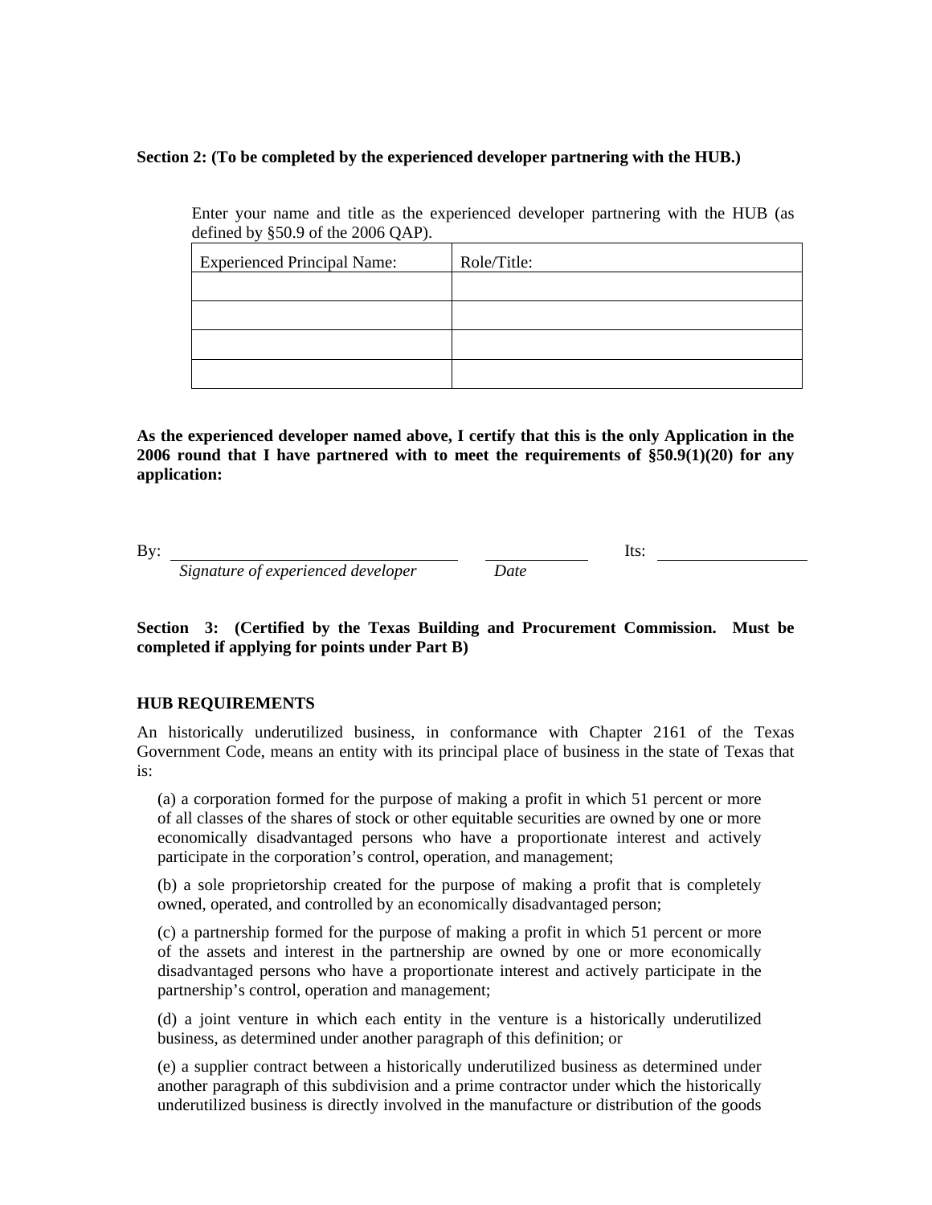**Section 2: (To be completed by the experienced developer partnering with the HUB.)**

Enter your name and title as the experienced developer partnering with the HUB (as defined by §50.9 of the 2006 QAP).

| Experienced Principal Name: | Role/Title: |
|---|---|
| | |
| | |
| | |
| | |

**As the experienced developer named above, I certify that this is the only Application in the 2006 round that I have partnered with to meet the requirements of §50.9(1)(20) for any application:**

By: ________________________________ ____________ Its: __________________

*Signature of experienced developer* *Date*

**Section 3: (Certified by the Texas Building and Procurement Commission. Must be completed if applying for points under Part B)**

**HUB REQUIREMENTS**

An historically underutilized business, in conformance with Chapter 2161 of the Texas Government Code, means an entity with its principal place of business in the state of Texas that is:

(a) a corporation formed for the purpose of making a profit in which 51 percent or more of all classes of the shares of stock or other equitable securities are owned by one or more economically disadvantaged persons who have a proportionate interest and actively participate in the corporation's control, operation, and management;

(b) a sole proprietorship created for the purpose of making a profit that is completely owned, operated, and controlled by an economically disadvantaged person;

(c) a partnership formed for the purpose of making a profit in which 51 percent or more of the assets and interest in the partnership are owned by one or more economically disadvantaged persons who have a proportionate interest and actively participate in the partnership's control, operation and management;

(d) a joint venture in which each entity in the venture is a historically underutilized business, as determined under another paragraph of this definition; or

(e) a supplier contract between a historically underutilized business as determined under another paragraph of this subdivision and a prime contractor under which the historically underutilized business is directly involved in the manufacture or distribution of the goods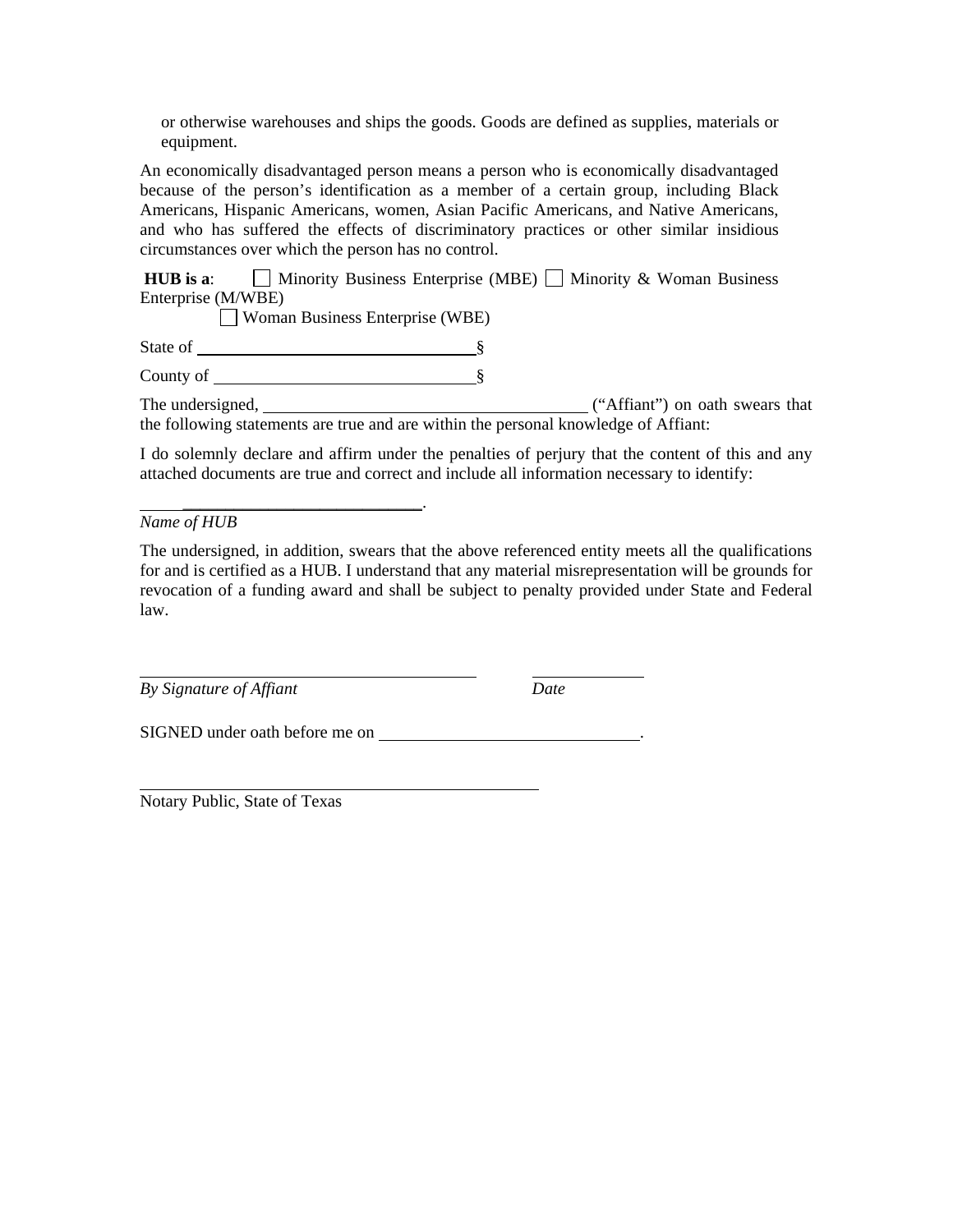or otherwise warehouses and ships the goods. Goods are defined as supplies, materials or equipment.

An economically disadvantaged person means a person who is economically disadvantaged because of the person's identification as a member of a certain group, including Black Americans, Hispanic Americans, women, Asian Pacific Americans, and Native Americans, and who has suffered the effects of discriminatory practices or other similar insidious circumstances over which the person has no control.

**HUB is a**: ☐ Minority Business Enterprise (MBE) ☐ Minority & Woman Business Enterprise (M/WBE)

☐ Woman Business Enterprise (WBE)

State of ________________________________§

County of ______________________________§

The undersigned, _____________________________________ ("Affiant") on oath swears that the following statements are true and are within the personal knowledge of Affiant:

I do solemnly declare and affirm under the penalties of perjury that the content of this and any attached documents are true and correct and include all information necessary to identify:

_________________________________.

*Name of HUB*

The undersigned, in addition, swears that the above referenced entity meets all the qualifications for and is certified as a HUB. I understand that any material misrepresentation will be grounds for revocation of a funding award and shall be subject to penalty provided under State and Federal law.

_______________________________________ _____________

*By Signature of Affiant* *Date*

SIGNED under oath before me on ______________________________.

______________________________________________

Notary Public, State of Texas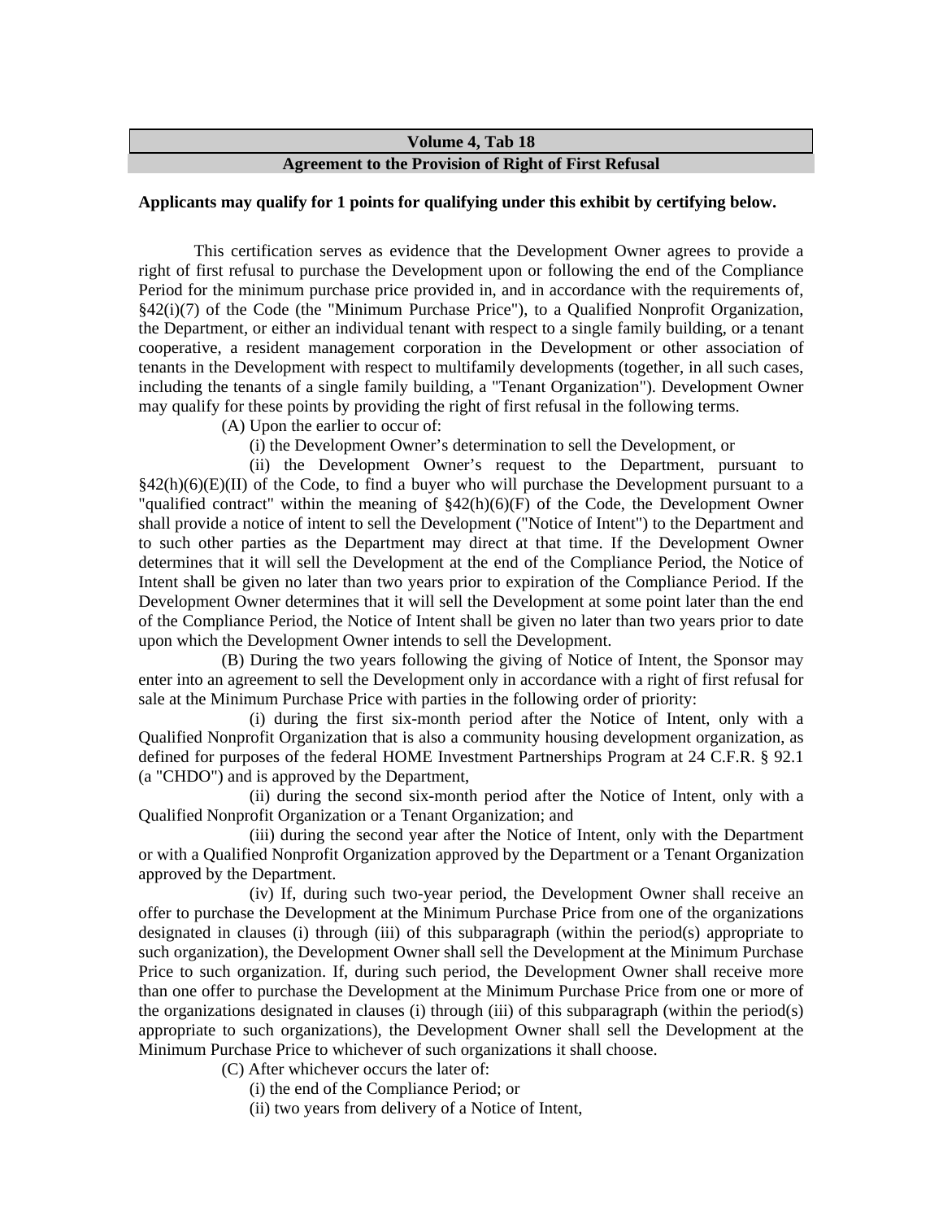## Volume 4, Tab 18

## Agreement to the Provision of Right of First Refusal

**Applicants may qualify for 1 points for qualifying under this exhibit by certifying below.**

This certification serves as evidence that the Development Owner agrees to provide a right of first refusal to purchase the Development upon or following the end of the Compliance Period for the minimum purchase price provided in, and in accordance with the requirements of, §42(i)(7) of the Code (the "Minimum Purchase Price"), to a Qualified Nonprofit Organization, the Department, or either an individual tenant with respect to a single family building, or a tenant cooperative, a resident management corporation in the Development or other association of tenants in the Development with respect to multifamily developments (together, in all such cases, including the tenants of a single family building, a "Tenant Organization"). Development Owner may qualify for these points by providing the right of first refusal in the following terms.

(A) Upon the earlier to occur of:

(i) the Development Owner's determination to sell the Development, or

(ii) the Development Owner's request to the Department, pursuant to §42(h)(6)(E)(II) of the Code, to find a buyer who will purchase the Development pursuant to a "qualified contract" within the meaning of §42(h)(6)(F) of the Code, the Development Owner shall provide a notice of intent to sell the Development ("Notice of Intent") to the Department and to such other parties as the Department may direct at that time. If the Development Owner determines that it will sell the Development at the end of the Compliance Period, the Notice of Intent shall be given no later than two years prior to expiration of the Compliance Period. If the Development Owner determines that it will sell the Development at some point later than the end of the Compliance Period, the Notice of Intent shall be given no later than two years prior to date upon which the Development Owner intends to sell the Development.

(B) During the two years following the giving of Notice of Intent, the Sponsor may enter into an agreement to sell the Development only in accordance with a right of first refusal for sale at the Minimum Purchase Price with parties in the following order of priority:

(i) during the first six-month period after the Notice of Intent, only with a Qualified Nonprofit Organization that is also a community housing development organization, as defined for purposes of the federal HOME Investment Partnerships Program at 24 C.F.R. § 92.1 (a "CHDO") and is approved by the Department,

(ii) during the second six-month period after the Notice of Intent, only with a Qualified Nonprofit Organization or a Tenant Organization; and

(iii) during the second year after the Notice of Intent, only with the Department or with a Qualified Nonprofit Organization approved by the Department or a Tenant Organization approved by the Department.

(iv) If, during such two-year period, the Development Owner shall receive an offer to purchase the Development at the Minimum Purchase Price from one of the organizations designated in clauses (i) through (iii) of this subparagraph (within the period(s) appropriate to such organization), the Development Owner shall sell the Development at the Minimum Purchase Price to such organization. If, during such period, the Development Owner shall receive more than one offer to purchase the Development at the Minimum Purchase Price from one or more of the organizations designated in clauses (i) through (iii) of this subparagraph (within the period(s) appropriate to such organizations), the Development Owner shall sell the Development at the Minimum Purchase Price to whichever of such organizations it shall choose.

(C) After whichever occurs the later of:

(i) the end of the Compliance Period; or

(ii) two years from delivery of a Notice of Intent,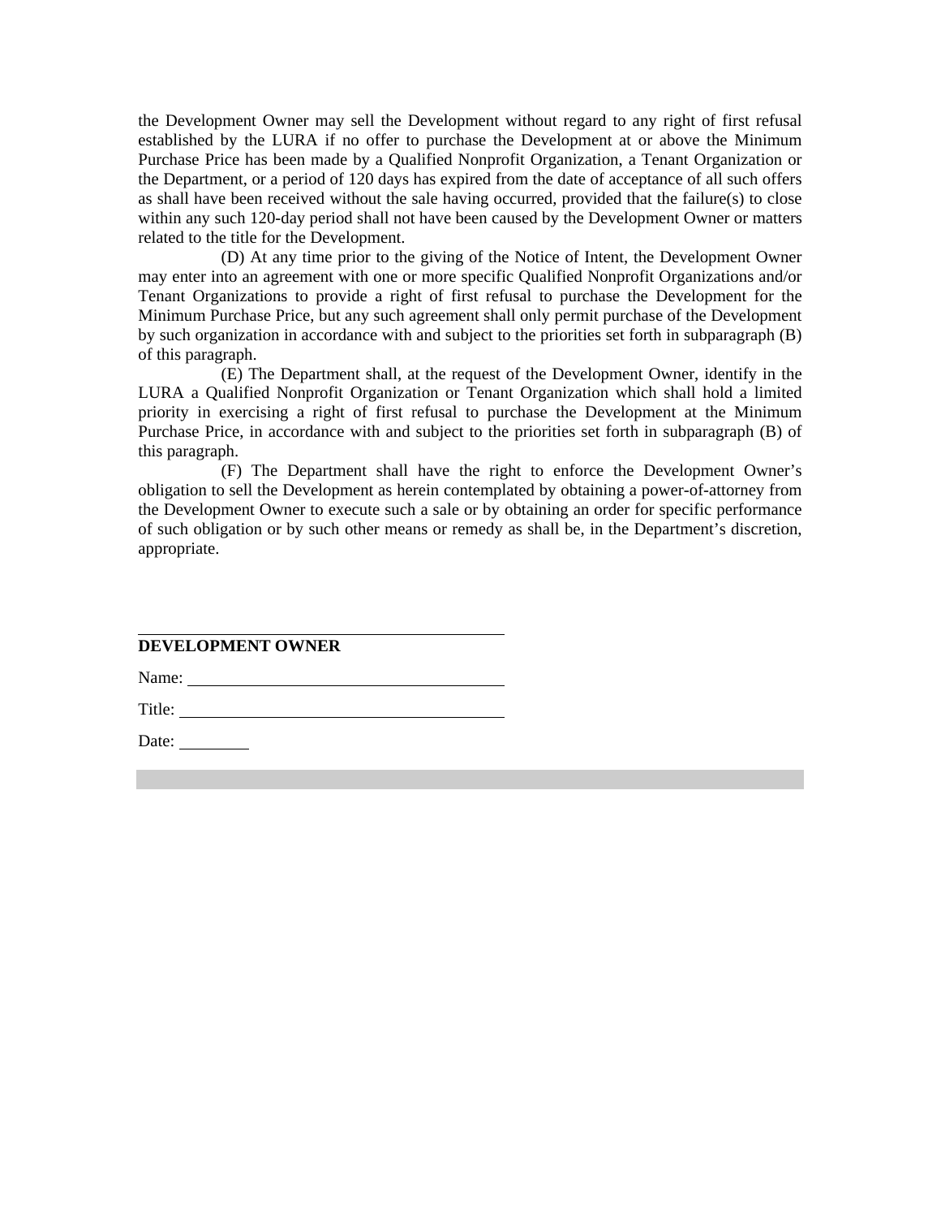the Development Owner may sell the Development without regard to any right of first refusal established by the LURA if no offer to purchase the Development at or above the Minimum Purchase Price has been made by a Qualified Nonprofit Organization, a Tenant Organization or the Department, or a period of 120 days has expired from the date of acceptance of all such offers as shall have been received without the sale having occurred, provided that the failure(s) to close within any such 120-day period shall not have been caused by the Development Owner or matters related to the title for the Development.

(D) At any time prior to the giving of the Notice of Intent, the Development Owner may enter into an agreement with one or more specific Qualified Nonprofit Organizations and/or Tenant Organizations to provide a right of first refusal to purchase the Development for the Minimum Purchase Price, but any such agreement shall only permit purchase of the Development by such organization in accordance with and subject to the priorities set forth in subparagraph (B) of this paragraph.

(E) The Department shall, at the request of the Development Owner, identify in the LURA a Qualified Nonprofit Organization or Tenant Organization which shall hold a limited priority in exercising a right of first refusal to purchase the Development at the Minimum Purchase Price, in accordance with and subject to the priorities set forth in subparagraph (B) of this paragraph.

(F) The Department shall have the right to enforce the Development Owner's obligation to sell the Development as herein contemplated by obtaining a power-of-attorney from the Development Owner to execute such a sale or by obtaining an order for specific performance of such obligation or by such other means or remedy as shall be, in the Department's discretion, appropriate.

\_\_\_\_\_\_\_\_\_\_\_\_\_\_\_\_\_\_\_\_\_\_\_\_\_\_\_\_\_\_\_\_\_\_\_\_\_\_\_\_

**DEVELOPMENT OWNER**

Name: \_\_\_\_\_\_\_\_\_\_\_\_\_\_\_\_\_\_\_\_\_\_\_\_\_\_\_\_\_\_\_\_\_\_\_

Title: \_\_\_\_\_\_\_\_\_\_\_\_\_\_\_\_\_\_\_\_\_\_\_\_\_\_\_\_\_\_\_\_\_\_\_

Date: \_\_\_\_\_\_\_\_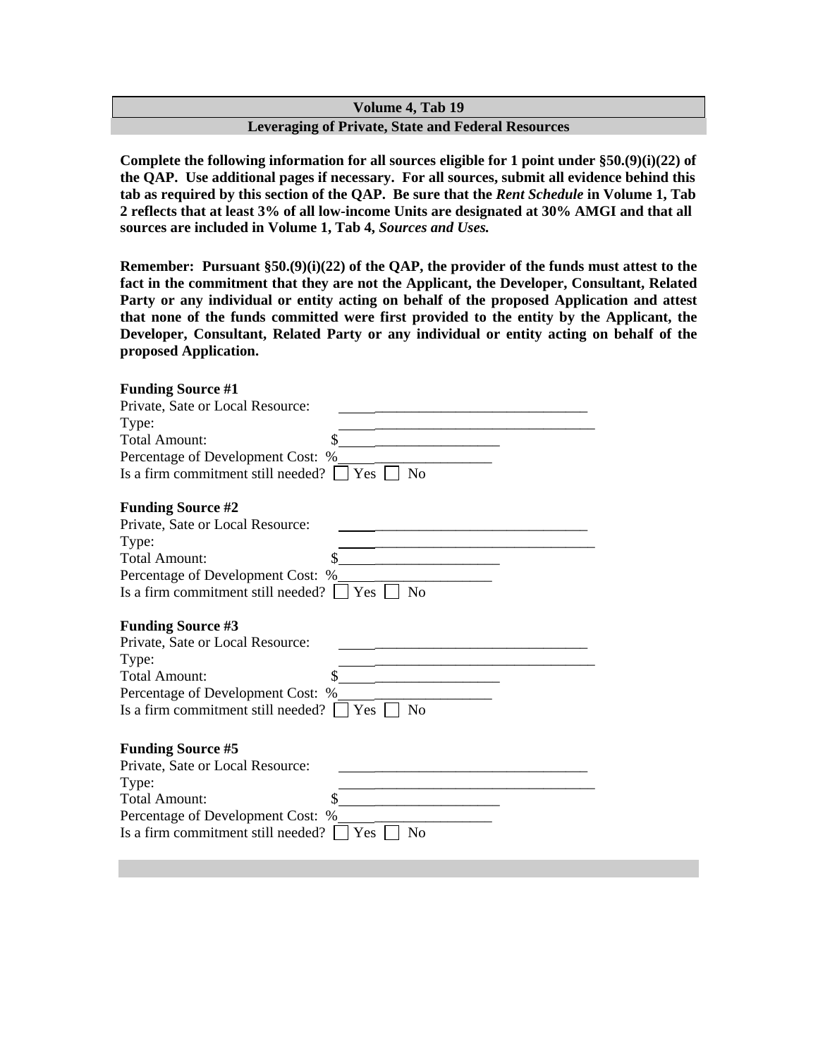## Volume 4, Tab 19

### Leveraging of Private, State and Federal Resources

**Complete the following information for all sources eligible for 1 point under §50.(9)(i)(22) of the QAP. Use additional pages if necessary. For all sources, submit all evidence behind this tab as required by this section of the QAP. Be sure that the *Rent Schedule* in Volume 1, Tab 2 reflects that at least 3% of all low-income Units are designated at 30% AMGI and that all sources are included in Volume 1, Tab 4, *Sources and Uses.***

**Remember: Pursuant §50.(9)(i)(22) of the QAP, the provider of the funds must attest to the fact in the commitment that they are not the Applicant, the Developer, Consultant, Related Party or any individual or entity acting on behalf of the proposed Application and attest that none of the funds committed were first provided to the entity by the Applicant, the Developer, Consultant, Related Party or any individual or entity acting on behalf of the proposed Application.**

**Funding Source #1**

Private, Sate or Local Resource: ______________________________

Type: ______________________________

Total Amount: $______________________

Percentage of Development Cost: %______________________

Is a firm commitment still needed? ☐ Yes ☐ No

**Funding Source #2**

Private, Sate or Local Resource: ______________________________

Type: ______________________________

Total Amount: $______________________

Percentage of Development Cost: %______________________

Is a firm commitment still needed? ☐ Yes ☐ No

**Funding Source #3**

Private, Sate or Local Resource: ______________________________

Type: ______________________________

Total Amount: $______________________

Percentage of Development Cost: %______________________

Is a firm commitment still needed? ☐ Yes ☐ No

**Funding Source #5**

Private, Sate or Local Resource: ______________________________

Type: ______________________________

Total Amount: $______________________

Percentage of Development Cost: %______________________

Is a firm commitment still needed? ☐ Yes ☐ No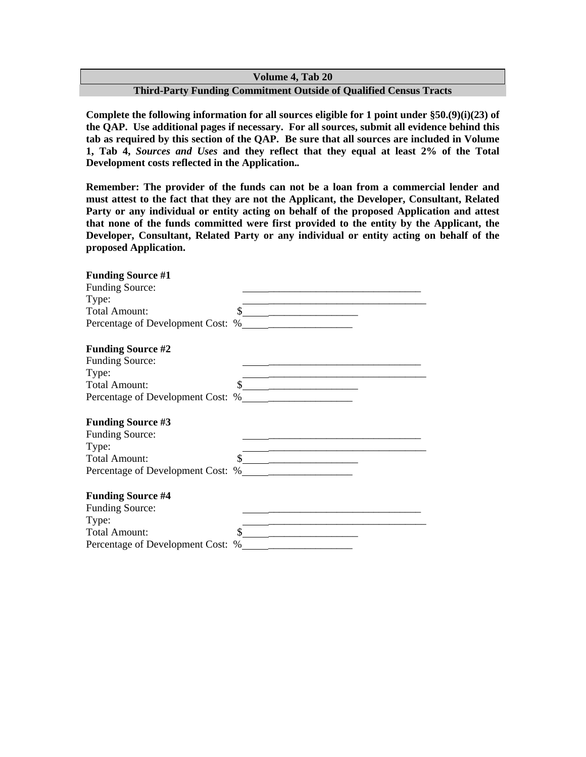## Volume 4, Tab 20

### Third-Party Funding Commitment Outside of Qualified Census Tracts

**Complete the following information for all sources eligible for 1 point under §50.(9)(i)(23) of the QAP. Use additional pages if necessary. For all sources, submit all evidence behind this tab as required by this section of the QAP. Be sure that all sources are included in Volume 1, Tab 4, *Sources and Uses* and they reflect that they equal at least 2% of the Total Development costs reflected in the Application..**

**Remember: The provider of the funds can not be a loan from a commercial lender and must attest to the fact that they are not the Applicant, the Developer, Consultant, Related Party or any individual or entity acting on behalf of the proposed Application and attest that none of the funds committed were first provided to the entity by the Applicant, the Developer, Consultant, Related Party or any individual or entity acting on behalf of the proposed Application.**

**Funding Source #1**

Funding Source: ____________________________________

Type: ____________________________________

Total Amount: $______________________

Percentage of Development Cost: %______________________

**Funding Source #2**

Funding Source: ____________________________________

Type: ____________________________________

Total Amount: $______________________

Percentage of Development Cost: %______________________

**Funding Source #3**

Funding Source: ____________________________________

Type: ____________________________________

Total Amount: $______________________

Percentage of Development Cost: %______________________

**Funding Source #4**

Funding Source: ____________________________________

Type: ____________________________________

Total Amount: $______________________

Percentage of Development Cost: %______________________